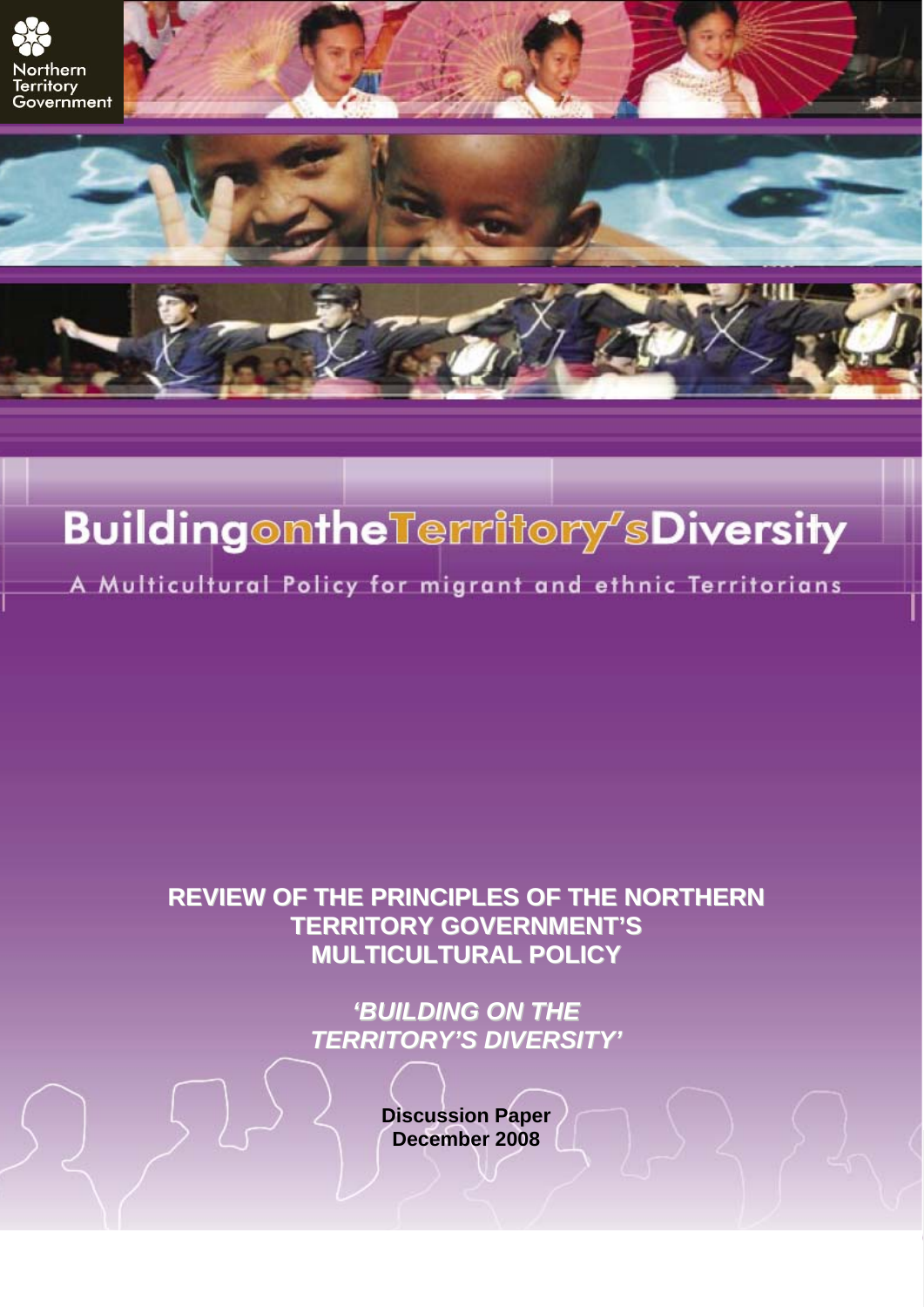Northern Territory Government

# Building on the Territory's Diversity

A Multicultural Policy for migrant and ethnic Territorians

## REVIEW OF THE PRINCIPLES OF THE NORTHERN TERRITORY GOVERNMENT'S MULTICULTURAL POLICY

### *'BUILDING ON THE TERRITORY'S DIVERSITY'*

**Discussion Paper**
**December 2008**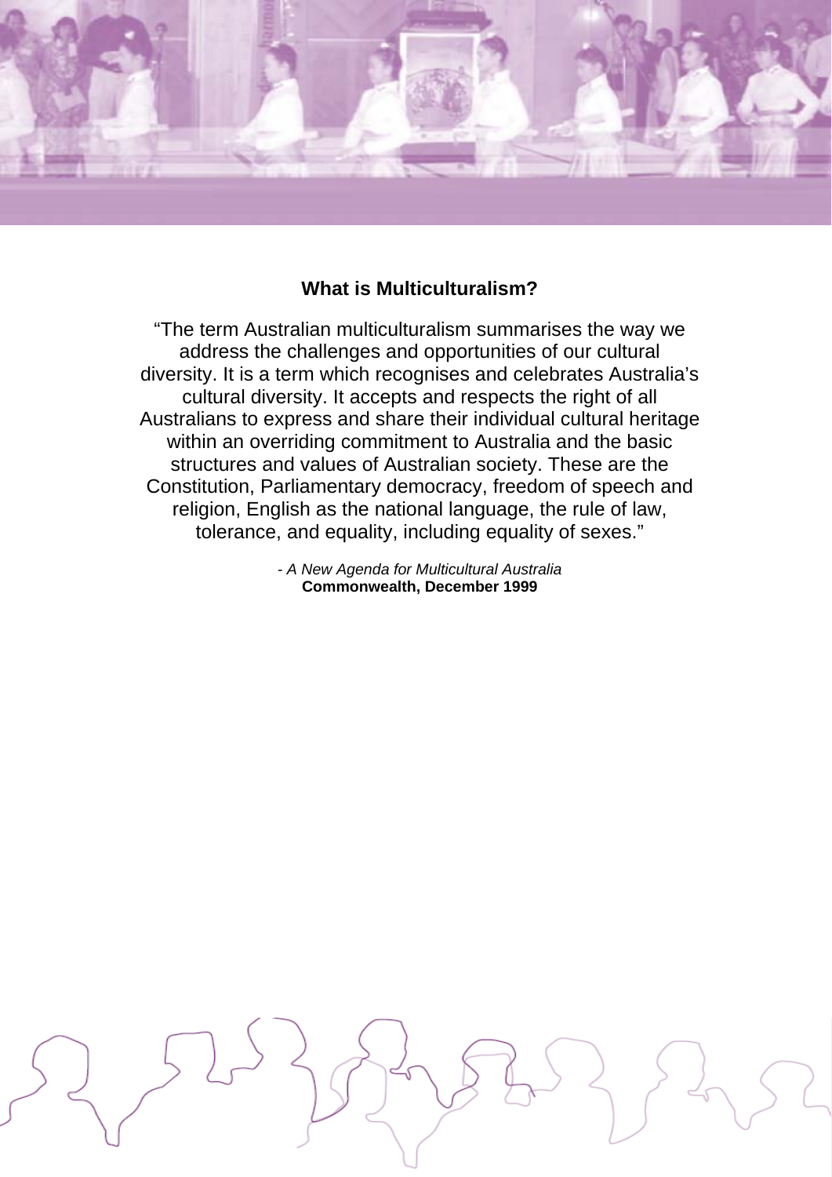## What is Multiculturalism?

"The term Australian multiculturalism summarises the way we address the challenges and opportunities of our cultural diversity. It is a term which recognises and celebrates Australia's cultural diversity. It accepts and respects the right of all Australians to express and share their individual cultural heritage within an overriding commitment to Australia and the basic structures and values of Australian society. These are the Constitution, Parliamentary democracy, freedom of speech and religion, English as the national language, the rule of law, tolerance, and equality, including equality of sexes."

- *A New Agenda for Multicultural Australia*
**Commonwealth, December 1999**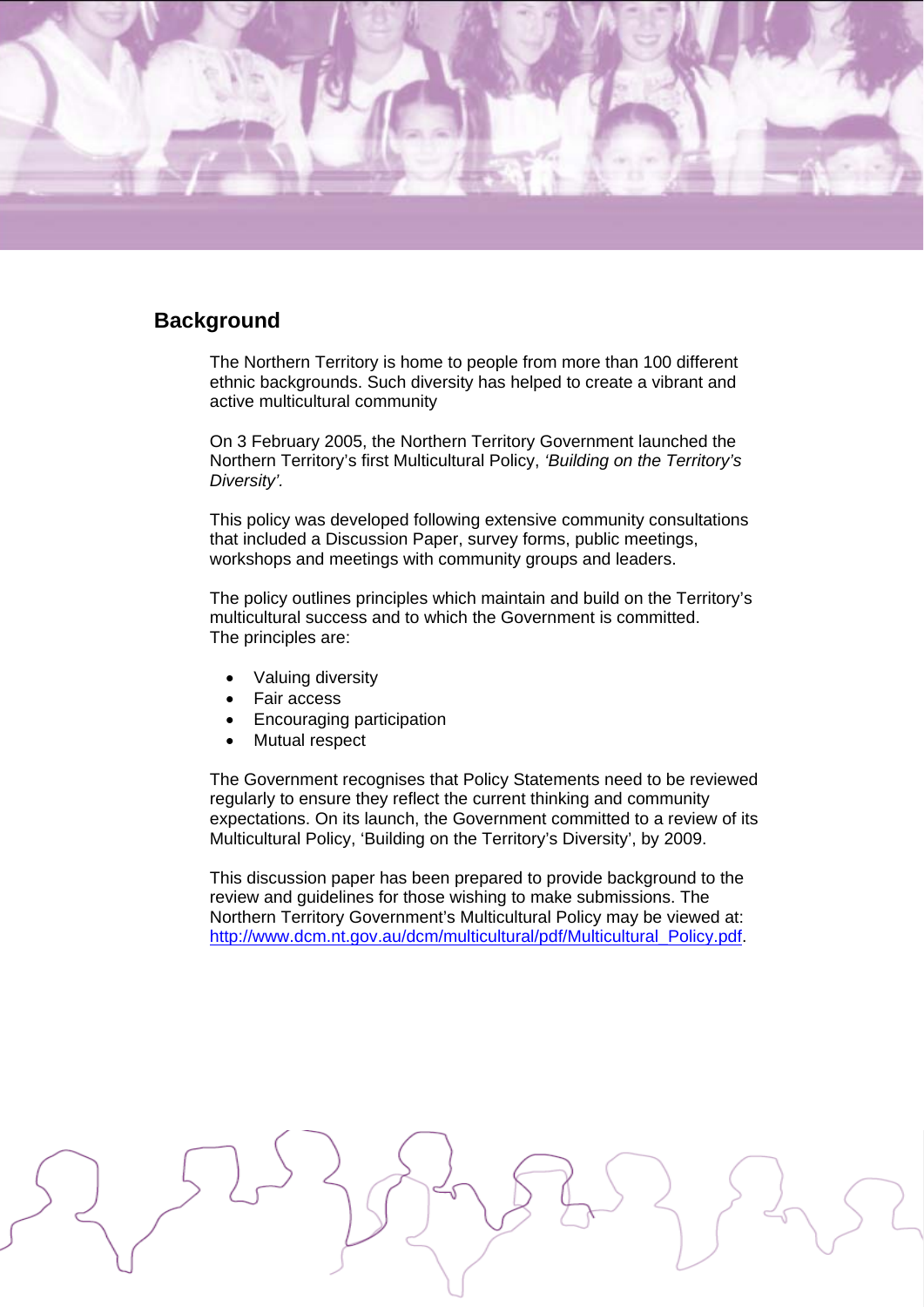## Background

The Northern Territory is home to people from more than 100 different ethnic backgrounds. Such diversity has helped to create a vibrant and active multicultural community

On 3 February 2005, the Northern Territory Government launched the Northern Territory's first Multicultural Policy, *'Building on the Territory's Diversity'*.

This policy was developed following extensive community consultations that included a Discussion Paper, survey forms, public meetings, workshops and meetings with community groups and leaders.

The policy outlines principles which maintain and build on the Territory's multicultural success and to which the Government is committed. The principles are:

- Valuing diversity
- Fair access
- Encouraging participation
- Mutual respect

The Government recognises that Policy Statements need to be reviewed regularly to ensure they reflect the current thinking and community expectations. On its launch, the Government committed to a review of its Multicultural Policy, 'Building on the Territory's Diversity', by 2009.

This discussion paper has been prepared to provide background to the review and guidelines for those wishing to make submissions. The Northern Territory Government's Multicultural Policy may be viewed at: http://www.dcm.nt.gov.au/dcm/multicultural/pdf/Multicultural_Policy.pdf.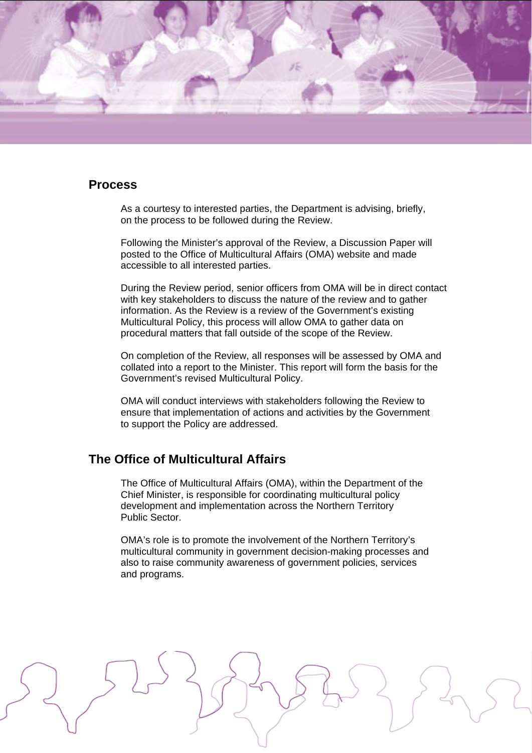## Process

As a courtesy to interested parties, the Department is advising, briefly, on the process to be followed during the Review.

Following the Minister's approval of the Review, a Discussion Paper will posted to the Office of Multicultural Affairs (OMA) website and made accessible to all interested parties.

During the Review period, senior officers from OMA will be in direct contact with key stakeholders to discuss the nature of the review and to gather information. As the Review is a review of the Government's existing Multicultural Policy, this process will allow OMA to gather data on procedural matters that fall outside of the scope of the Review.

On completion of the Review, all responses will be assessed by OMA and collated into a report to the Minister. This report will form the basis for the Government's revised Multicultural Policy.

OMA will conduct interviews with stakeholders following the Review to ensure that implementation of actions and activities by the Government to support the Policy are addressed.

## The Office of Multicultural Affairs

The Office of Multicultural Affairs (OMA), within the Department of the Chief Minister, is responsible for coordinating multicultural policy development and implementation across the Northern Territory Public Sector.

OMA's role is to promote the involvement of the Northern Territory's multicultural community in government decision-making processes and also to raise community awareness of government policies, services and programs.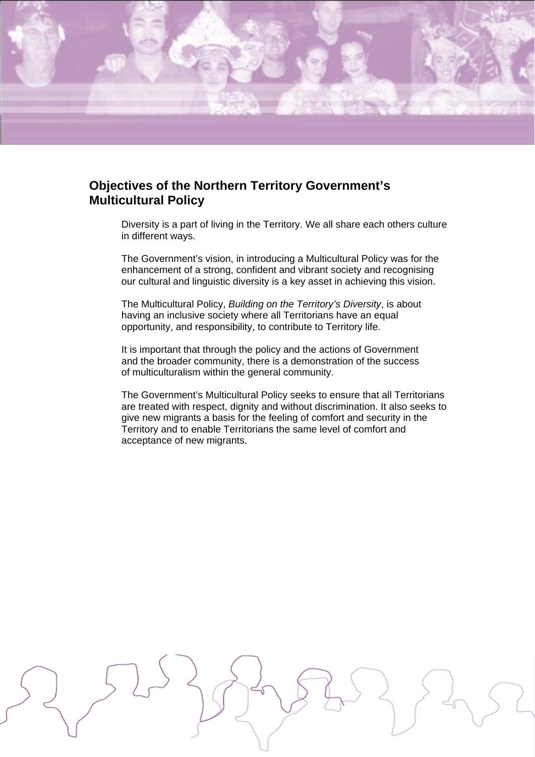## Objectives of the Northern Territory Government's Multicultural Policy

Diversity is a part of living in the Territory. We all share each others culture in different ways.

The Government's vision, in introducing a Multicultural Policy was for the enhancement of a strong, confident and vibrant society and recognising our cultural and linguistic diversity is a key asset in achieving this vision.

The Multicultural Policy, *Building on the Territory's Diversity*, is about having an inclusive society where all Territorians have an equal opportunity, and responsibility, to contribute to Territory life.

It is important that through the policy and the actions of Government and the broader community, there is a demonstration of the success of multiculturalism within the general community.

The Government's Multicultural Policy seeks to ensure that all Territorians are treated with respect, dignity and without discrimination. It also seeks to give new migrants a basis for the feeling of comfort and security in the Territory and to enable Territorians the same level of comfort and acceptance of new migrants.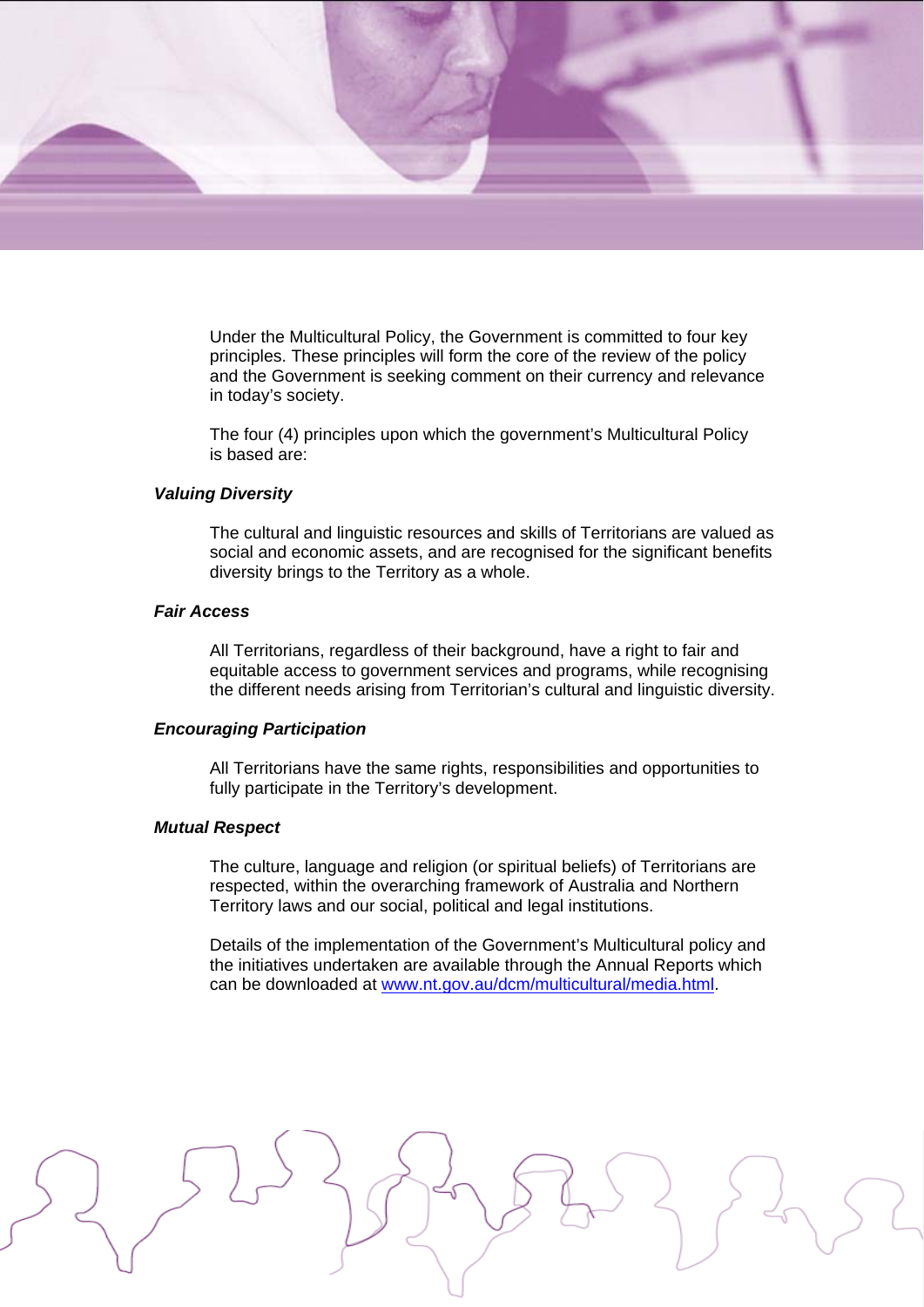Under the Multicultural Policy, the Government is committed to four key principles. These principles will form the core of the review of the policy and the Government is seeking comment on their currency and relevance in today's society.

The four (4) principles upon which the government's Multicultural Policy is based are:

***Valuing Diversity***

The cultural and linguistic resources and skills of Territorians are valued as social and economic assets, and are recognised for the significant benefits diversity brings to the Territory as a whole.

***Fair Access***

All Territorians, regardless of their background, have a right to fair and equitable access to government services and programs, while recognising the different needs arising from Territorian's cultural and linguistic diversity.

***Encouraging Participation***

All Territorians have the same rights, responsibilities and opportunities to fully participate in the Territory's development.

***Mutual Respect***

The culture, language and religion (or spiritual beliefs) of Territorians are respected, within the overarching framework of Australia and Northern Territory laws and our social, political and legal institutions.

Details of the implementation of the Government's Multicultural policy and the initiatives undertaken are available through the Annual Reports which can be downloaded at www.nt.gov.au/dcm/multicultural/media.html.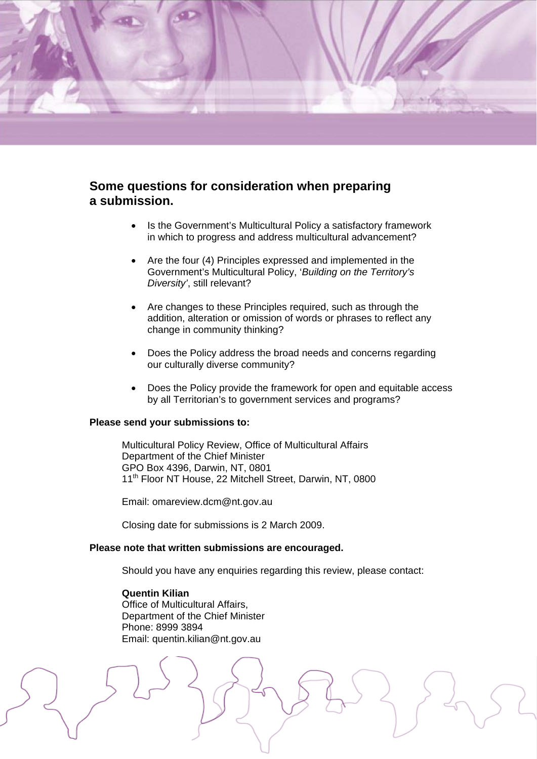## Some questions for consideration when preparing a submission.

- Is the Government's Multicultural Policy a satisfactory framework in which to progress and address multicultural advancement?
- Are the four (4) Principles expressed and implemented in the Government's Multicultural Policy, '*Building on the Territory's Diversity*', still relevant?
- Are changes to these Principles required, such as through the addition, alteration or omission of words or phrases to reflect any change in community thinking?
- Does the Policy address the broad needs and concerns regarding our culturally diverse community?
- Does the Policy provide the framework for open and equitable access by all Territorian's to government services and programs?

**Please send your submissions to:**

Multicultural Policy Review, Office of Multicultural Affairs
Department of the Chief Minister
GPO Box 4396, Darwin, NT, 0801
11th Floor NT House, 22 Mitchell Street, Darwin, NT, 0800

Email: omareview.dcm@nt.gov.au

Closing date for submissions is 2 March 2009.

**Please note that written submissions are encouraged.**

Should you have any enquiries regarding this review, please contact:

**Quentin Kilian**
Office of Multicultural Affairs,
Department of the Chief Minister
Phone: 8999 3894
Email: quentin.kilian@nt.gov.au